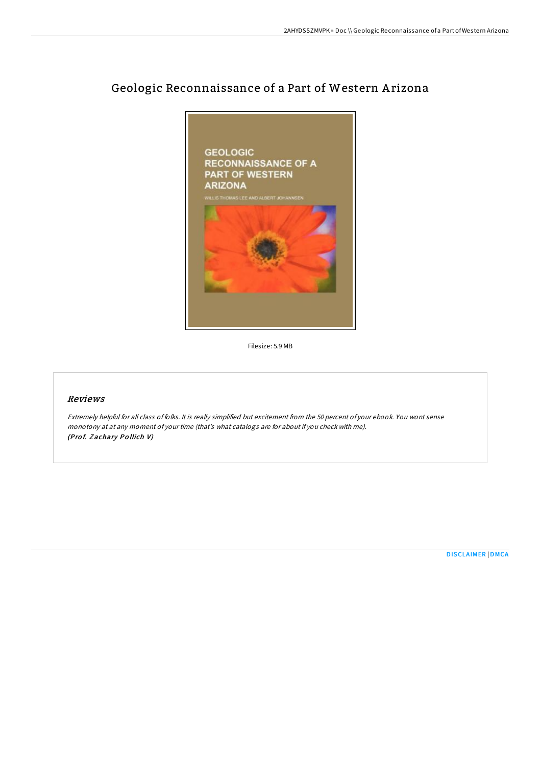# Geologic Reconnaissance of a Part of Western Arizona

Filesize: 5.9 MB

## Reviews

*Extremely helpful for all class of folks. It is really simplified but excitement from the 50 percent of your ebook. You wont sense monotony at at any moment of your time (that's what catalogs are for about if you check with me).*
*(Prof. Zachary Pollich V)*

DISCLAIMER | DMCA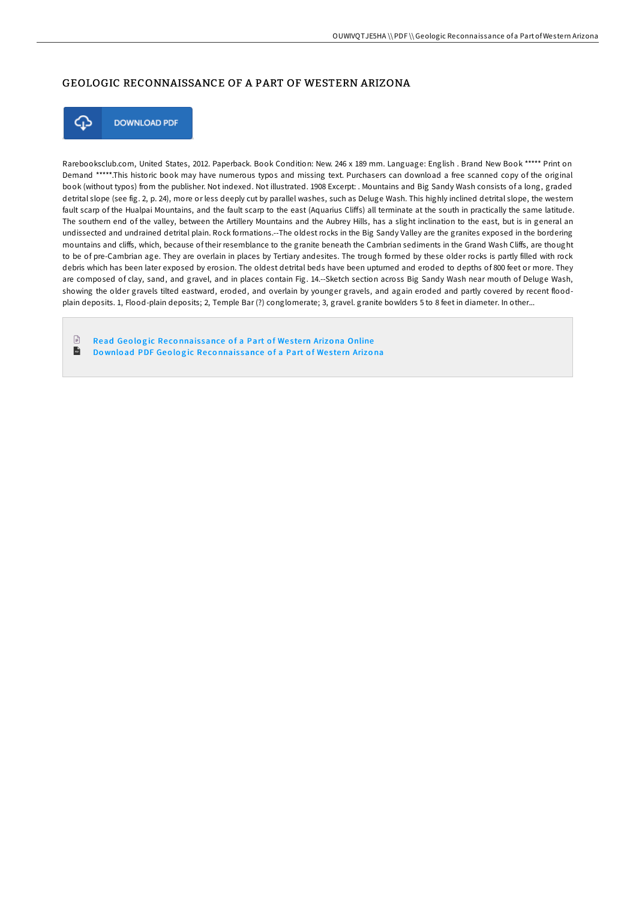## GEOLOGIC RECONNAISSANCE OF A PART OF WESTERN ARIZONA

DOWNLOAD PDF

Rarebooksclub.com, United States, 2012. Paperback. Book Condition: New. 246 x 189 mm. Language: English . Brand New Book ***** Print on Demand *****.This historic book may have numerous typos and missing text. Purchasers can download a free scanned copy of the original book (without typos) from the publisher. Not indexed. Not illustrated. 1908 Excerpt: . Mountains and Big Sandy Wash consists of a long, graded detrital slope (see fig. 2, p. 24), more or less deeply cut by parallel washes, such as Deluge Wash. This highly inclined detrital slope, the western fault scarp of the Hualpai Mountains, and the fault scarp to the east (Aquarius Cliffs) all terminate at the south in practically the same latitude. The southern end of the valley, between the Artillery Mountains and the Aubrey Hills, has a slight inclination to the east, but is in general an undissected and undrained detrital plain. Rock formations.--The oldest rocks in the Big Sandy Valley are the granites exposed in the bordering mountains and cliffs, which, because of their resemblance to the granite beneath the Cambrian sediments in the Grand Wash Cliffs, are thought to be of pre-Cambrian age. They are overlain in places by Tertiary andesites. The trough formed by these older rocks is partly filled with rock debris which has been later exposed by erosion. The oldest detrital beds have been upturned and eroded to depths of 800 feet or more. They are composed of clay, sand, and gravel, and in places contain Fig. 14.--Sketch section across Big Sandy Wash near mouth of Deluge Wash, showing the older gravels tilted eastward, eroded, and overlain by younger gravels, and again eroded and partly covered by recent flood-plain deposits. 1, Flood-plain deposits; 2, Temple Bar (?) conglomerate; 3, gravel. granite bowlders 5 to 8 feet in diameter. In other...

- Read Geologic Reconnaissance of a Part of Western Arizona Online
- Download PDF Geologic Reconnaissance of a Part of Western Arizona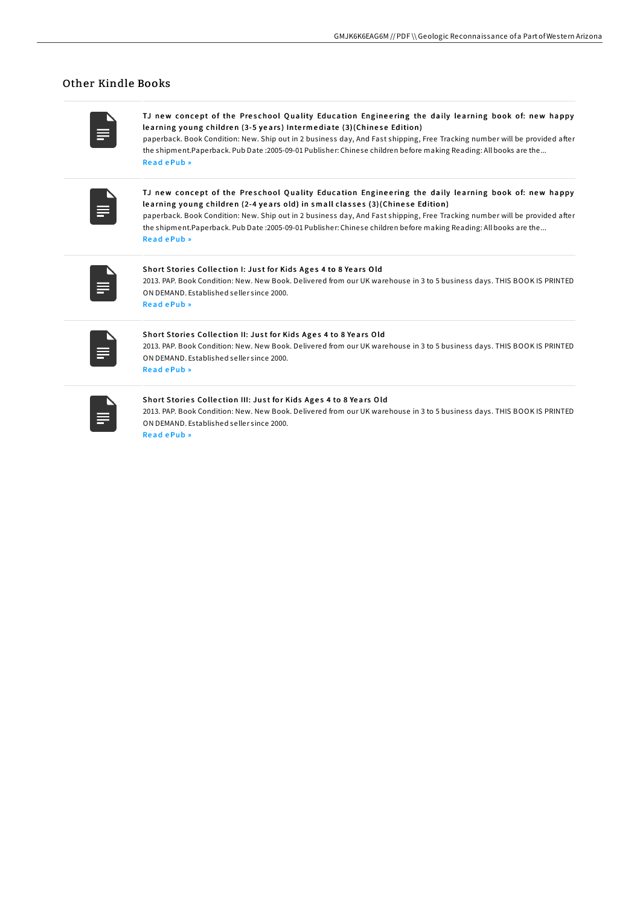## Other Kindle Books

**TJ new concept of the Preschool Quality Education Engineering the daily learning book of: new happy learning young children (3-5 years) Intermediate (3)(Chinese Edition)**

paperback. Book Condition: New. Ship out in 2 business day, And Fast shipping, Free Tracking number will be provided after the shipment.Paperback. Pub Date :2005-09-01 Publisher: Chinese children before making Reading: All books are the...

Read ePub »

**TJ new concept of the Preschool Quality Education Engineering the daily learning book of: new happy learning young children (2-4 years old) in small classes (3)(Chinese Edition)**

paperback. Book Condition: New. Ship out in 2 business day, And Fast shipping, Free Tracking number will be provided after the shipment.Paperback. Pub Date :2005-09-01 Publisher: Chinese children before making Reading: All books are the...

Read ePub »

**Short Stories Collection I: Just for Kids Ages 4 to 8 Years Old**

2013. PAP. Book Condition: New. New Book. Delivered from our UK warehouse in 3 to 5 business days. THIS BOOK IS PRINTED ON DEMAND. Established seller since 2000.

Read ePub »

**Short Stories Collection II: Just for Kids Ages 4 to 8 Years Old**

2013. PAP. Book Condition: New. New Book. Delivered from our UK warehouse in 3 to 5 business days. THIS BOOK IS PRINTED ON DEMAND. Established seller since 2000.

Read ePub »

**Short Stories Collection III: Just for Kids Ages 4 to 8 Years Old**

2013. PAP. Book Condition: New. New Book. Delivered from our UK warehouse in 3 to 5 business days. THIS BOOK IS PRINTED ON DEMAND. Established seller since 2000.

Read ePub »